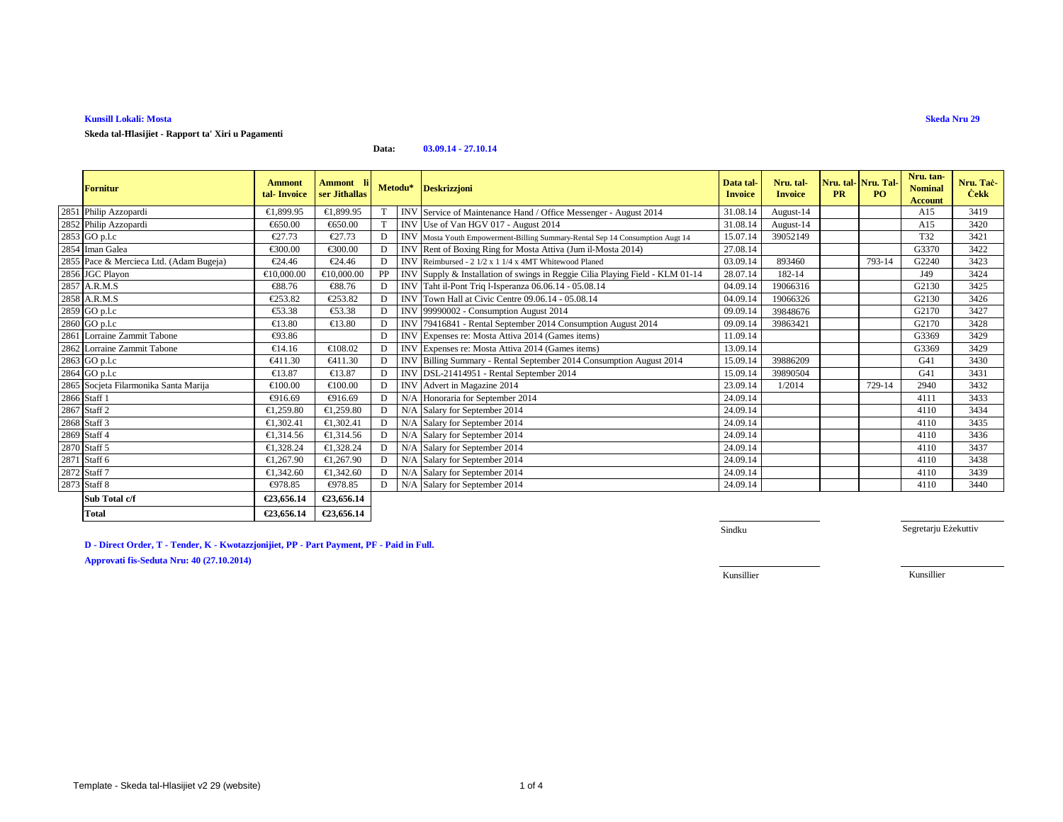**Kunsill Lokali: Mosta**

**Skeda Nru 29**

**Skeda tal-Ħlasijiet - Rapport ta' Xiri u Pagamenti**

**Data:** **03.09.14 - 27.10.14**

| | Fornitur | Ammont tal- Invoice | Ammont li ser Jitħallas | Metodu* | | Deskrizzjoni | Data tal-Invoice | Nru. tal-Invoice | Nru. tal-PR | Nru. Tal-PO | Nru. tan-Nominal Account | Nru. Taċ-Ċekk |
|---|---|---|---|---|---|---|---|---|---|---|---|---|
| 2851 | Philip Azzopardi | €1,899.95 | €1,899.95 | T | INV | Service of Maintenance Hand / Office Messenger - August 2014 | 31.08.14 | August-14 | | | A15 | 3419 |
| 2852 | Philip Azzopardi | €650.00 | €650.00 | T | INV | Use of Van HGV 017 - August 2014 | 31.08.14 | August-14 | | | A15 | 3420 |
| 2853 | GO p.l.c | €27.73 | €27.73 | D | INV | Mosta Youth Empowerment-Billing Summary-Rental Sep 14 Consumption Augt 14 | 15.07.14 | 39052149 | | | T32 | 3421 |
| 2854 | Iman Galea | €300.00 | €300.00 | D | INV | Rent of Boxing Ring for Mosta Attiva (Jum il-Mosta 2014) | 27.08.14 | | | | G3370 | 3422 |
| 2855 | Pace & Mercieca Ltd. (Adam Bugeja) | €24.46 | €24.46 | D | INV | Reimbursed - 2 1/2 x 1 1/4 x 4MT Whitewood Planed | 03.09.14 | 893460 | | 793-14 | G2240 | 3423 |
| 2856 | JGC Playon | €10,000.00 | €10,000.00 | PP | INV | Supply & Installation of swings in Reggie Cilia Playing Field - KLM 01-14 | 28.07.14 | 182-14 | | | J49 | 3424 |
| 2857 | A.R.M.S | €88.76 | €88.76 | D | INV | Taht il-Pont Triq l-Isperanza 06.06.14 - 05.08.14 | 04.09.14 | 19066316 | | | G2130 | 3425 |
| 2858 | A.R.M.S | €253.82 | €253.82 | D | INV | Town Hall at Civic Centre 09.06.14 - 05.08.14 | 04.09.14 | 19066326 | | | G2130 | 3426 |
| 2859 | GO p.l.c | €53.38 | €53.38 | D | INV | 99990002 - Consumption August 2014 | 09.09.14 | 39848676 | | | G2170 | 3427 |
| 2860 | GO p.l.c | €13.80 | €13.80 | D | INV | 79416841 - Rental September 2014 Consumption August 2014 | 09.09.14 | 39863421 | | | G2170 | 3428 |
| 2861 | Lorraine Zammit Tabone | €93.86 | | D | INV | Expenses re: Mosta Attiva 2014 (Games items) | 11.09.14 | | | | G3369 | 3429 |
| 2862 | Lorraine Zammit Tabone | €14.16 | €108.02 | D | INV | Expenses re: Mosta Attiva 2014 (Games items) | 13.09.14 | | | | G3369 | 3429 |
| 2863 | GO p.l.c | €411.30 | €411.30 | D | INV | Billing Summary - Rental September 2014 Consumption August 2014 | 15.09.14 | 39886209 | | | G41 | 3430 |
| 2864 | GO p.l.c | €13.87 | €13.87 | D | INV | DSL-21414951 - Rental September 2014 | 15.09.14 | 39890504 | | | G41 | 3431 |
| 2865 | Socjeta Filarmonika Santa Marija | €100.00 | €100.00 | D | INV | Advert in Magazine 2014 | 23.09.14 | 1/2014 | | 729-14 | 2940 | 3432 |
| 2866 | Staff 1 | €916.69 | €916.69 | D | N/A | Honoraria for September 2014 | 24.09.14 | | | | 4111 | 3433 |
| 2867 | Staff 2 | €1,259.80 | €1,259.80 | D | N/A | Salary for September 2014 | 24.09.14 | | | | 4110 | 3434 |
| 2868 | Staff 3 | €1,302.41 | €1,302.41 | D | N/A | Salary for September 2014 | 24.09.14 | | | | 4110 | 3435 |
| 2869 | Staff 4 | €1,314.56 | €1,314.56 | D | N/A | Salary for September 2014 | 24.09.14 | | | | 4110 | 3436 |
| 2870 | Staff 5 | €1,328.24 | €1,328.24 | D | N/A | Salary for September 2014 | 24.09.14 | | | | 4110 | 3437 |
| 2871 | Staff 6 | €1,267.90 | €1,267.90 | D | N/A | Salary for September 2014 | 24.09.14 | | | | 4110 | 3438 |
| 2872 | Staff 7 | €1,342.60 | €1,342.60 | D | N/A | Salary for September 2014 | 24.09.14 | | | | 4110 | 3439 |
| 2873 | Staff 8 | €978.85 | €978.85 | D | N/A | Salary for September 2014 | 24.09.14 | | | | 4110 | 3440 |
| | **Sub Total c/f** | **€23,656.14** | **€23,656.14** | | | | | | | | | |
| | **Total** | **€23,656.14** | **€23,656.14** | | | | | | | | | |

Sindku　　　　Segretarju Eżekuttiv

**D - Direct Order, T - Tender, K - Kwotazzjonijiet, PP - Part Payment, PF - Paid in Full.**

**Approvati fis-Seduta Nru: 40 (27.10.2014)**

Kunsillier　　　　Kunsillier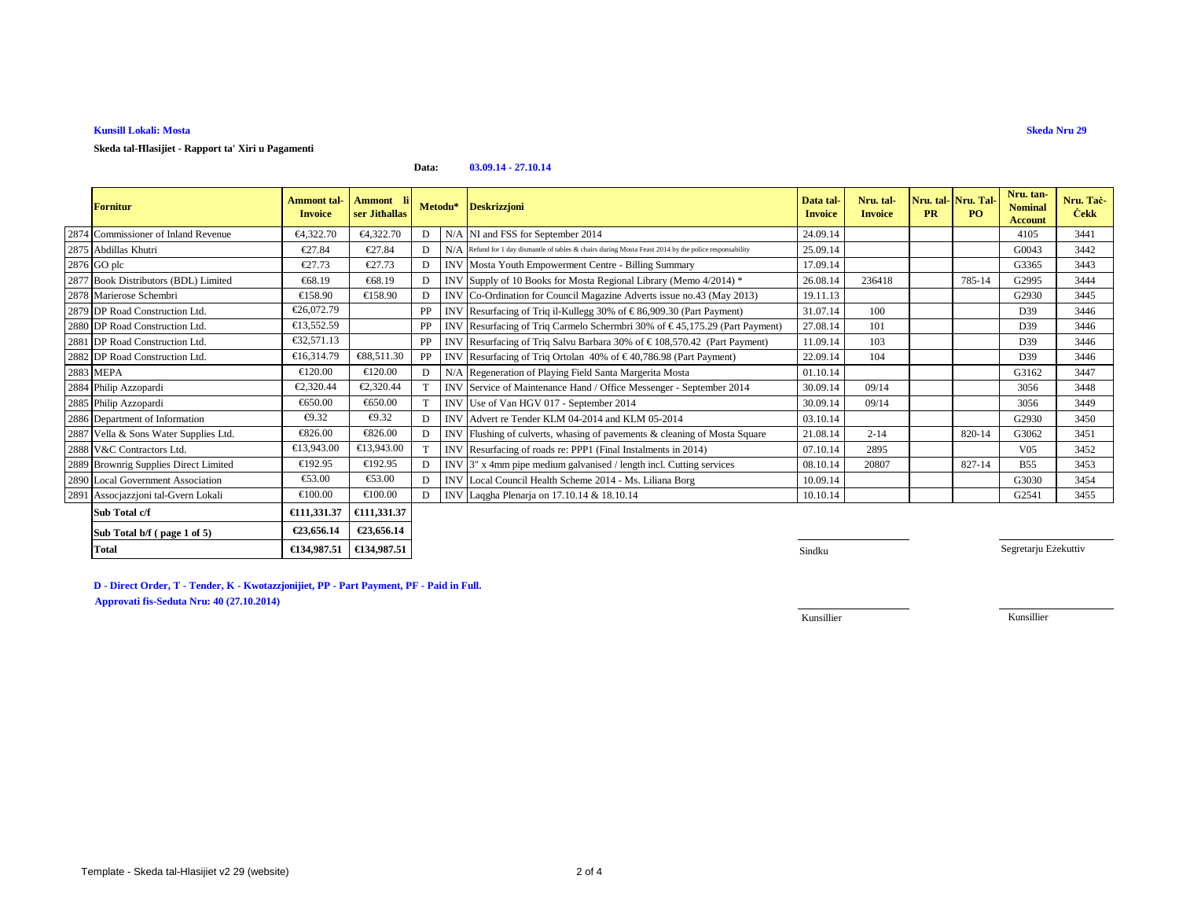**Kunsill Lokali: Mosta**

**Skeda Nru 29**

**Skeda tal-Ħlasijiet - Rapport ta' Xiri u Pagamenti**

**Data:** **03.09.14 - 27.10.14**

| | Fornitur | Ammont tal-Invoice | Ammont li ser Jithallas | Metodu* | | Deskrizzjoni | Data tal-Invoice | Nru. tal-Invoice | Nru. tal-PR | Nru. Tal-PO | Nru. tan-Nominal Account | Nru. Taċ-Ċekk |
|---|---|---|---|---|---|---|---|---|---|---|---|---|
| 2874 | Commissioner of Inland Revenue | €4,322.70 | €4,322.70 | D | N/A | NI and FSS for September 2014 | 24.09.14 | | | | 4105 | 3441 |
| 2875 | Abdillas Khutri | €27.84 | €27.84 | D | N/A | Refund for 1 day dismantle of tables & chairs during Mosta Feast 2014 by the police responsability | 25.09.14 | | | | G0043 | 3442 |
| 2876 | GO plc | €27.73 | €27.73 | D | INV | Mosta Youth Empowerment Centre - Billing Summary | 17.09.14 | | | | G3365 | 3443 |
| 2877 | Book Distributors (BDL) Limited | €68.19 | €68.19 | D | INV | Supply of 10 Books for Mosta Regional Library (Memo 4/2014) * | 26.08.14 | 236418 | | 785-14 | G2995 | 3444 |
| 2878 | Marierose Schembri | €158.90 | €158.90 | D | INV | Co-Ordination for Council Magazine Adverts issue no.43 (May 2013) | 19.11.13 | | | | G2930 | 3445 |
| 2879 | DP Road Construction Ltd. | €26,072.79 | | PP | INV | Resurfacing of Triq il-Kullegg 30% of € 86,909.30 (Part Payment) | 31.07.14 | 100 | | | D39 | 3446 |
| 2880 | DP Road Construction Ltd. | €13,552.59 | | PP | INV | Resurfacing of Triq Carmelo Schermbri 30% of € 45,175.29 (Part Payment) | 27.08.14 | 101 | | | D39 | 3446 |
| 2881 | DP Road Construction Ltd. | €32,571.13 | | PP | INV | Resurfacing of Triq Salvu Barbara 30% of € 108,570.42 (Part Payment) | 11.09.14 | 103 | | | D39 | 3446 |
| 2882 | DP Road Construction Ltd. | €16,314.79 | €88,511.30 | PP | INV | Resurfacing of Triq Ortolan 40% of € 40,786.98 (Part Payment) | 22.09.14 | 104 | | | D39 | 3446 |
| 2883 | MEPA | €120.00 | €120.00 | D | N/A | Regeneration of Playing Field Santa Margerita Mosta | 01.10.14 | | | | G3162 | 3447 |
| 2884 | Philip Azzopardi | €2,320.44 | €2,320.44 | T | INV | Service of Maintenance Hand / Office Messenger - September 2014 | 30.09.14 | 09/14 | | | 3056 | 3448 |
| 2885 | Philip Azzopardi | €650.00 | €650.00 | T | INV | Use of Van HGV 017 - September 2014 | 30.09.14 | 09/14 | | | 3056 | 3449 |
| 2886 | Department of Information | €9.32 | €9.32 | D | INV | Advert re Tender KLM 04-2014 and KLM 05-2014 | 03.10.14 | | | | G2930 | 3450 |
| 2887 | Vella & Sons Water Supplies Ltd. | €826.00 | €826.00 | D | INV | Flushing of culverts, whasing of pavements & cleaning of Mosta Square | 21.08.14 | 2-14 | | 820-14 | G3062 | 3451 |
| 2888 | V&C Contractors Ltd. | €13,943.00 | €13,943.00 | T | INV | Resurfacing of roads re: PPP1 (Final Instalments in 2014) | 07.10.14 | 2895 | | | V05 | 3452 |
| 2889 | Brownrig Supplies Direct Limited | €192.95 | €192.95 | D | INV | 3" x 4mm pipe medium galvanised / length incl. Cutting services | 08.10.14 | 20807 | | 827-14 | B55 | 3453 |
| 2890 | Local Government Association | €53.00 | €53.00 | D | INV | Local Council Health Scheme 2014 - Ms. Liliana Borg | 10.09.14 | | | | G3030 | 3454 |
| 2891 | Assocjazzjoni tal-Gvern Lokali | €100.00 | €100.00 | D | INV | Laqgha Plenarja on 17.10.14 & 18.10.14 | 10.10.14 | | | | G2541 | 3455 |
| | **Sub Total c/f** | **€111,331.37** | **€111,331.37** | | | | | | | | | |
| | **Sub Total b/f ( page 1 of 5)** | **€23,656.14** | **€23,656.14** | | | | | | | | | |
| | **Total** | **€134,987.51** | **€134,987.51** | | | | | | | | | |

Sindku

Segretarju Eżekuttiv

**D - Direct Order, T - Tender, K - Kwotazzjonijiet, PP - Part Payment, PF - Paid in Full.**

**Approvati fis-Seduta Nru: 40 (27.10.2014)**

Kunsillier

Kunsillier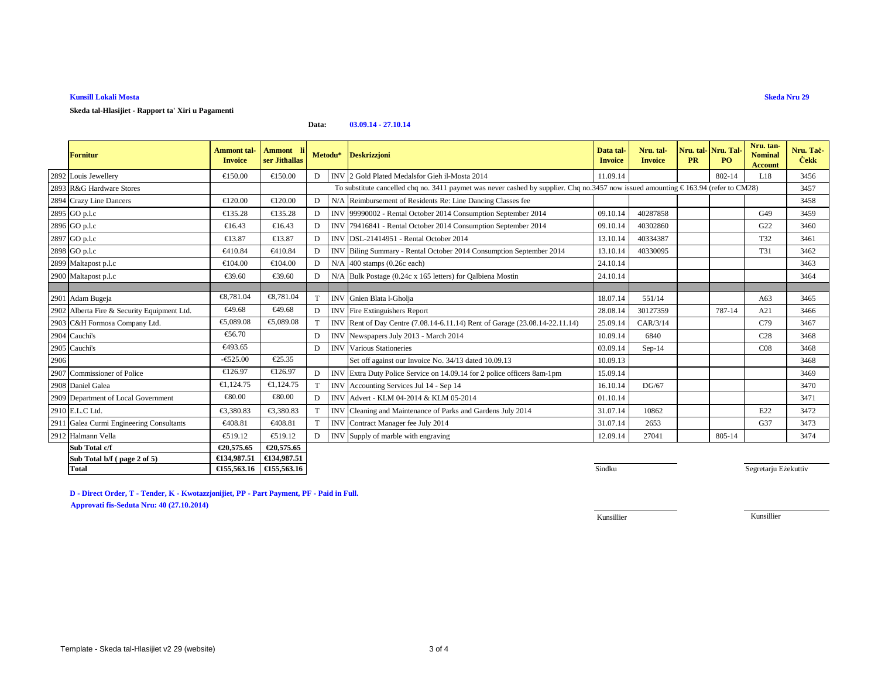**Kunsill Lokali Mosta**

**Skeda Nru 29**

**Skeda tal-Hlasijiet - Rapport ta' Xiri u Pagamenti**

**Data: 03.09.14 - 27.10.14**

| | Fornitur | Ammont tal-Invoice | Ammont li ser Jithallas | Metodu* | | Deskrizzjoni | Data tal-Invoice | Nru. tal-Invoice | Nru. tal-PR | Nru. Tal-PO | Nru. tan-Nominal Account | Nru. Taċ-Ċekk |
|---|---|---|---|---|---|---|---|---|---|---|---|---|
| 2892 | Louis Jewellery | €150.00 | €150.00 | D | INV | 2 Gold Plated Medalsfor Gieh il-Mosta 2014 | 11.09.14 | | | 802-14 | L18 | 3456 |
| 2893 | R&G Hardware Stores | | | To substitute cancelled chq no. 3411 paymet was never cashed by supplier. Chq no.3457 now issued amounting € 163.94 (refer to CM28) | | | | | | | | 3457 |
| 2894 | Crazy Line Dancers | €120.00 | €120.00 | D | N/A | Reimbursement of Residents Re: Line Dancing Classes fee | | | | | | 3458 |
| 2895 | GO p.l.c | €135.28 | €135.28 | D | INV | 99990002 - Rental October 2014 Consumption September 2014 | 09.10.14 | 40287858 | | | G49 | 3459 |
| 2896 | GO p.l.c | €16.43 | €16.43 | D | INV | 79416841 - Rental October 2014 Consumption September 2014 | 09.10.14 | 40302860 | | | G22 | 3460 |
| 2897 | GO p.l.c | €13.87 | €13.87 | D | INV | DSL-21414951 - Rental October 2014 | 13.10.14 | 40334387 | | | T32 | 3461 |
| 2898 | GO p.l.c | €410.84 | €410.84 | D | INV | Biling Summary - Rental October 2014 Consumption September 2014 | 13.10.14 | 40330095 | | | T31 | 3462 |
| 2899 | Maltapost p.l.c | €104.00 | €104.00 | D | N/A | 400 stamps (0.26c each) | 24.10.14 | | | | | 3463 |
| 2900 | Maltapost p.l.c | €39.60 | €39.60 | D | N/A | Bulk Postage (0.24c x 165 letters) for Qalbiena Mostin | 24.10.14 | | | | | 3464 |
| | | | | | | | | | | | | |
| 2901 | Adam Bugeja | €8,781.04 | €8,781.04 | T | INV | Gnien Blata l-Gholja | 18.07.14 | 551/14 | | | A63 | 3465 |
| 2902 | Alberta Fire & Security Equipment Ltd. | €49.68 | €49.68 | D | INV | Fire Extinguishers Report | 28.08.14 | 30127359 | | 787-14 | A21 | 3466 |
| 2903 | C&H Formosa Company Ltd. | €5,089.08 | €5,089.08 | T | INV | Rent of Day Centre (7.08.14-6.11.14) Rent of Garage (23.08.14-22.11.14) | 25.09.14 | CAR/3/14 | | | C79 | 3467 |
| 2904 | Cauchi's | €56.70 | | D | INV | Newspapers July 2013 - March 2014 | 10.09.14 | 6840 | | | C28 | 3468 |
| 2905 | Cauchi's | €493.65 | | D | INV | Various Stationeries | 03.09.14 | Sep-14 | | | C08 | 3468 |
| 2906 | | -€525.00 | €25.35 | | | Set off against our Invoice No. 34/13 dated 10.09.13 | 10.09.13 | | | | | 3468 |
| 2907 | Commissioner of Police | €126.97 | €126.97 | D | INV | Extra Duty Police Service on 14.09.14 for 2 police officers 8am-1pm | 15.09.14 | | | | | 3469 |
| 2908 | Daniel Galea | €1,124.75 | €1,124.75 | T | INV | Accounting Services Jul 14 - Sep 14 | 16.10.14 | DG/67 | | | | 3470 |
| 2909 | Department of Local Government | €80.00 | €80.00 | D | INV | Advert - KLM 04-2014 & KLM 05-2014 | 01.10.14 | | | | | 3471 |
| 2910 | E.L.C Ltd. | €3,380.83 | €3,380.83 | T | INV | Cleaning and Maintenance of Parks and Gardens July 2014 | 31.07.14 | 10862 | | | E22 | 3472 |
| 2911 | Galea Curmi Engineering Consultants | €408.81 | €408.81 | T | INV | Contract Manager fee July 2014 | 31.07.14 | 2653 | | | G37 | 3473 |
| 2912 | Halmann Vella | €519.12 | €519.12 | D | INV | Supply of marble with engraving | 12.09.14 | 27041 | | 805-14 | | 3474 |
| | **Sub Total c/f** | **€20,575.65** | **€20,575.65** | | | | | | | | | |
| | **Sub Total b/f ( page 2 of 5)** | **€134,987.51** | **€134,987.51** | | | | | | | | | |
| | **Total** | **€155,563.16** | **€155,563.16** | | | | | | | | | |

Sindku

Segretarju Eżekuttiv

**D - Direct Order, T - Tender, K - Kwotazzjonijiet, PP - Part Payment, PF - Paid in Full.**

**Approvati fis-Seduta Nru: 40 (27.10.2014)**

Kunsillier

Kunsillier

Template - Skeda tal-Hlasijiet v2 29 (website)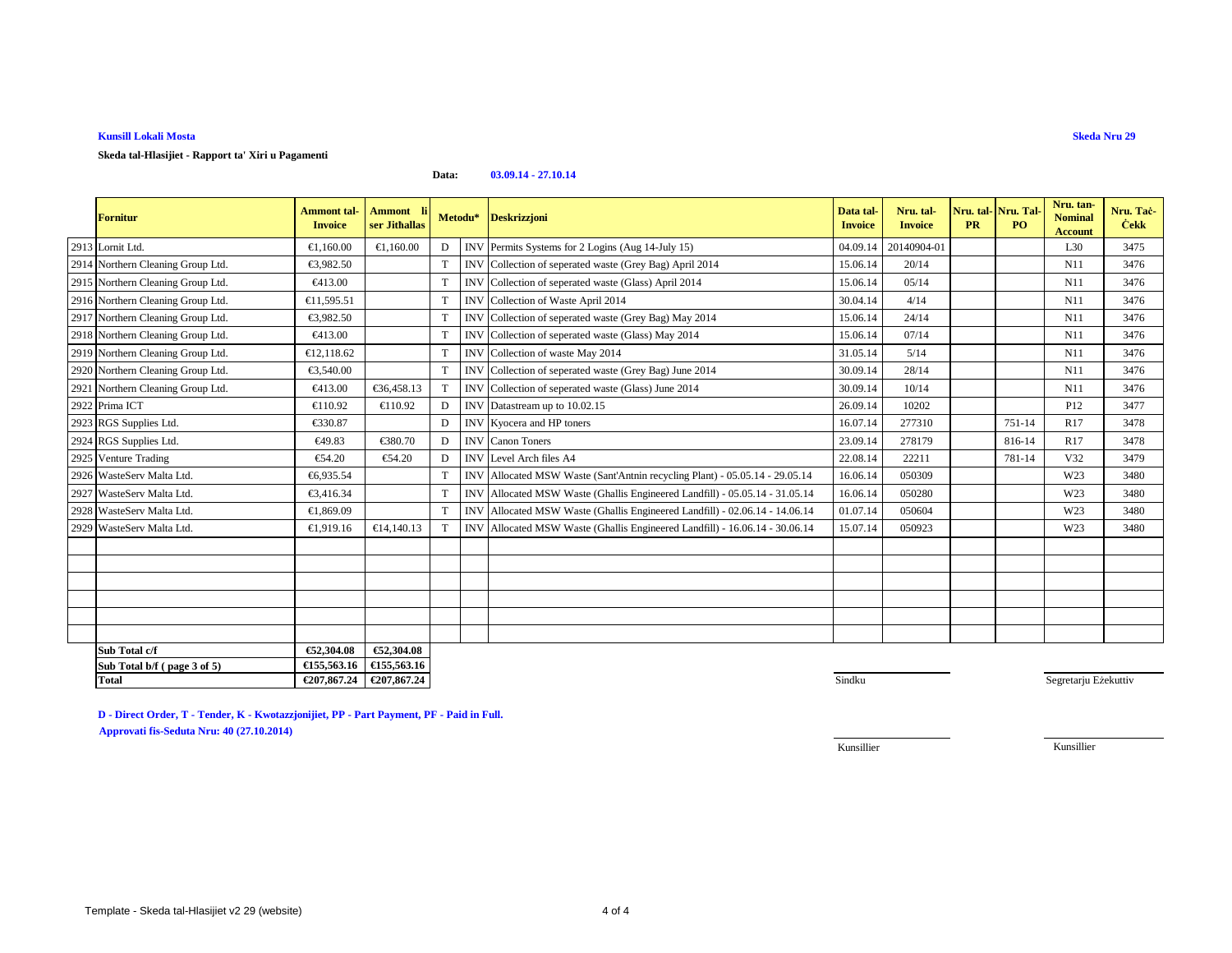**Kunsill Lokali Mosta**

**Skeda Nru 29**

**Skeda tal-Hlasijiet - Rapport ta' Xiri u Pagamenti**

**Data:** **03.09.14 - 27.10.14**

| | Fornitur | Ammont tal-Invoice | Ammont li ser Jithallas | Metodu* | | Deskrizzjoni | Data tal-Invoice | Nru. tal-Invoice | Nru. tal-PR | Nru. Tal-PO | Nru. tan-Nominal Account | Nru. Taċ-Ċekk |
|---|---|---|---|---|---|---|---|---|---|---|---|---|
| 2913 | Lornit Ltd. | €1,160.00 | €1,160.00 | D | INV | Permits Systems for 2 Logins (Aug 14-July 15) | 04.09.14 | 20140904-01 | | | L30 | 3475 |
| 2914 | Northern Cleaning Group Ltd. | €3,982.50 | | T | INV | Collection of seperated waste (Grey Bag) April 2014 | 15.06.14 | 20/14 | | | N11 | 3476 |
| 2915 | Northern Cleaning Group Ltd. | €413.00 | | T | INV | Collection of seperated waste (Glass) April 2014 | 15.06.14 | 05/14 | | | N11 | 3476 |
| 2916 | Northern Cleaning Group Ltd. | €11,595.51 | | T | INV | Collection of Waste April 2014 | 30.04.14 | 4/14 | | | N11 | 3476 |
| 2917 | Northern Cleaning Group Ltd. | €3,982.50 | | T | INV | Collection of seperated waste (Grey Bag) May 2014 | 15.06.14 | 24/14 | | | N11 | 3476 |
| 2918 | Northern Cleaning Group Ltd. | €413.00 | | T | INV | Collection of seperated waste (Glass) May 2014 | 15.06.14 | 07/14 | | | N11 | 3476 |
| 2919 | Northern Cleaning Group Ltd. | €12,118.62 | | T | INV | Collection of waste May 2014 | 31.05.14 | 5/14 | | | N11 | 3476 |
| 2920 | Northern Cleaning Group Ltd. | €3,540.00 | | T | INV | Collection of seperated waste (Grey Bag) June 2014 | 30.09.14 | 28/14 | | | N11 | 3476 |
| 2921 | Northern Cleaning Group Ltd. | €413.00 | €36,458.13 | T | INV | Collection of seperated waste (Glass) June 2014 | 30.09.14 | 10/14 | | | N11 | 3476 |
| 2922 | Prima ICT | €110.92 | €110.92 | D | INV | Datastream up to 10.02.15 | 26.09.14 | 10202 | | | P12 | 3477 |
| 2923 | RGS Supplies Ltd. | €330.87 | | D | INV | Kyocera and HP toners | 16.07.14 | 277310 | | 751-14 | R17 | 3478 |
| 2924 | RGS Supplies Ltd. | €49.83 | €380.70 | D | INV | Canon Toners | 23.09.14 | 278179 | | 816-14 | R17 | 3478 |
| 2925 | Venture Trading | €54.20 | €54.20 | D | INV | Level Arch files A4 | 22.08.14 | 22211 | | 781-14 | V32 | 3479 |
| 2926 | WasteServ Malta Ltd. | €6,935.54 | | T | INV | Allocated MSW Waste (Sant'Antnin recycling Plant) - 05.05.14 - 29.05.14 | 16.06.14 | 050309 | | | W23 | 3480 |
| 2927 | WasteServ Malta Ltd. | €3,416.34 | | T | INV | Allocated MSW Waste (Ghallis Engineered Landfill) - 05.05.14 - 31.05.14 | 16.06.14 | 050280 | | | W23 | 3480 |
| 2928 | WasteServ Malta Ltd. | €1,869.09 | | T | INV | Allocated MSW Waste (Ghallis Engineered Landfill) - 02.06.14 - 14.06.14 | 01.07.14 | 050604 | | | W23 | 3480 |
| 2929 | WasteServ Malta Ltd. | €1,919.16 | €14,140.13 | T | INV | Allocated MSW Waste (Ghallis Engineered Landfill) - 16.06.14 - 30.06.14 | 15.07.14 | 050923 | | | W23 | 3480 |
| | **Sub Total c/f** | **€52,304.08** | **€52,304.08** | | | | | | | | | |
| | **Sub Total b/f ( page 3 of 5)** | **€155,563.16** | **€155,563.16** | | | | | | | | | |
| | **Total** | **€207,867.24** | **€207,867.24** | | | | | | | | | |

Sindku

Segretarju Eżekuttiv

**D - Direct Order, T - Tender, K - Kwotazzjonijiet, PP - Part Payment, PF - Paid in Full.**

**Approvati fis-Seduta Nru: 40 (27.10.2014)**

Kunsillier

Kunsillier

Template - Skeda tal-Hlasijiet v2 29 (website)